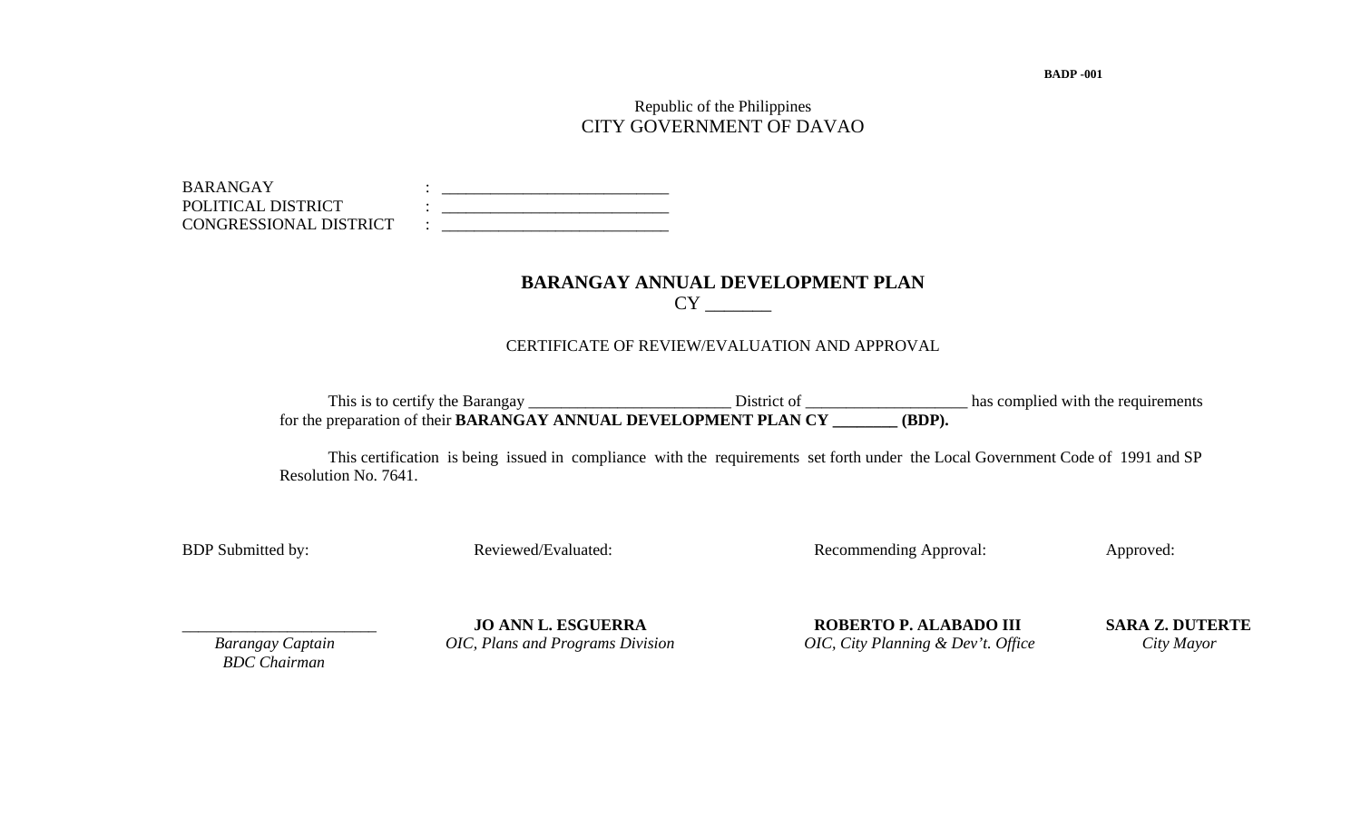BADP -001

Republic of the Philippines
CITY GOVERNMENT OF DAVAO

BARANGAY : ___________________________
POLITICAL DISTRICT : ___________________________
CONGRESSIONAL DISTRICT : ___________________________

## BARANGAY ANNUAL DEVELOPMENT PLAN

CY _______

CERTIFICATE OF REVIEW/EVALUATION AND APPROVAL

This is to certify the Barangay ________________________ District of ___________________ has complied with the requirements for the preparation of their **BARANGAY ANNUAL DEVELOPMENT PLAN CY ________ (BDP).**

This certification is being issued in compliance with the requirements set forth under the Local Government Code of 1991 and SP Resolution No. 7641.

| BDP Submitted by: | Reviewed/Evaluated: | Recommending Approval: | Approved: |
|---|---|---|---|
| _______________________ | **JO ANN L. ESGUERRA** | **ROBERTO P. ALABADO III** | **SARA Z. DUTERTE** |
| *Barangay Captain* | *OIC, Plans and Programs Division* | *OIC, City Planning & Dev't. Office* | *City Mayor* |
| *BDC Chairman* | | | |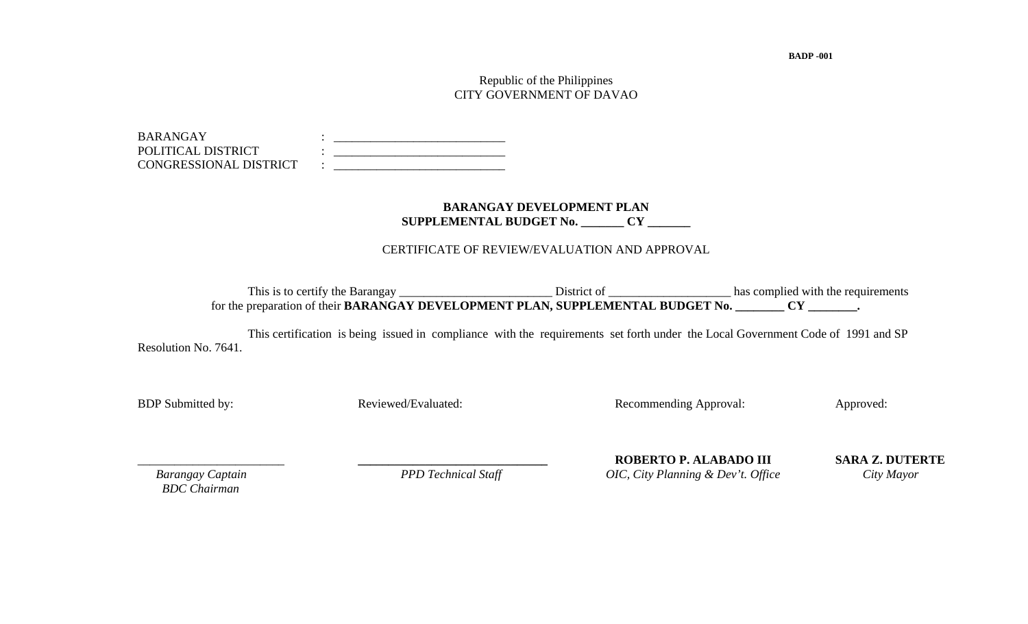**BADP -001**

Republic of the Philippines
CITY GOVERNMENT OF DAVAO

BARANGAY : ____________________________
POLITICAL DISTRICT : ____________________________
CONGRESSIONAL DISTRICT : ____________________________

**BARANGAY DEVELOPMENT PLAN**
**SUPPLEMENTAL BUDGET No. _______ CY _______**

CERTIFICATE OF REVIEW/EVALUATION AND APPROVAL

This is to certify the Barangay _________________________ District of ____________________ has complied with the requirements for the preparation of their **BARANGAY DEVELOPMENT PLAN, SUPPLEMENTAL BUDGET No. ________ CY ________.**

This certification is being issued in compliance with the requirements set forth under the Local Government Code of 1991 and SP Resolution No. 7641.

| | | | |
|---|---|---|---|
| BDP Submitted by: | Reviewed/Evaluated: | Recommending Approval: | Approved: |
| ________________________ | ________________________________ | **ROBERTO P. ALABADO III** | **SARA Z. DUTERTE** |
| *Barangay Captain* *BDC Chairman* | *PPD Technical Staff* | *OIC, City Planning & Dev't. Office* | *City Mayor* |